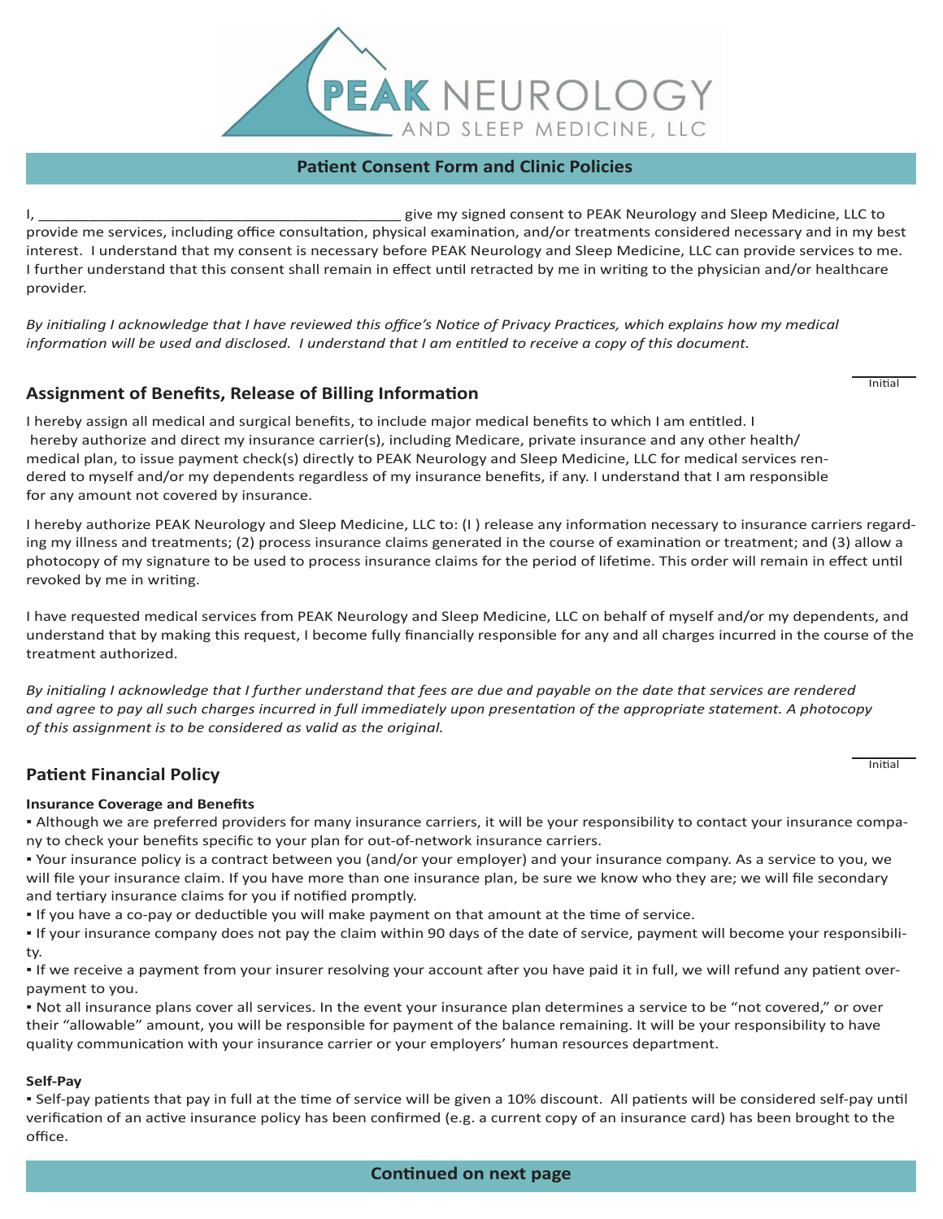# PEAK NEUROLOGY AND SLEEP MEDICINE, LLC

## Patient Consent Form and Clinic Policies

I, _____________________________________________ give my signed consent to PEAK Neurology and Sleep Medicine, LLC to provide me services, including office consultation, physical examination, and/or treatments considered necessary and in my best interest. I understand that my consent is necessary before PEAK Neurology and Sleep Medicine, LLC can provide services to me. I further understand that this consent shall remain in effect until retracted by me in writing to the physician and/or healthcare provider.

*By initialing I acknowledge that I have reviewed this office's Notice of Privacy Practices, which explains how my medical information will be used and disclosed. I understand that I am entitled to receive a copy of this document.*

_______ Initial

### Assignment of Benefits, Release of Billing Information

I hereby assign all medical and surgical benefits, to include major medical benefits to which I am entitled. I hereby authorize and direct my insurance carrier(s), including Medicare, private insurance and any other health/ medical plan, to issue payment check(s) directly to PEAK Neurology and Sleep Medicine, LLC for medical services rendered to myself and/or my dependents regardless of my insurance benefits, if any. I understand that I am responsible for any amount not covered by insurance.

I hereby authorize PEAK Neurology and Sleep Medicine, LLC to: (I ) release any information necessary to insurance carriers regarding my illness and treatments; (2) process insurance claims generated in the course of examination or treatment; and (3) allow a photocopy of my signature to be used to process insurance claims for the period of lifetime. This order will remain in effect until revoked by me in writing.

I have requested medical services from PEAK Neurology and Sleep Medicine, LLC on behalf of myself and/or my dependents, and understand that by making this request, I become fully financially responsible for any and all charges incurred in the course of the treatment authorized.

*By initialing I acknowledge that I further understand that fees are due and payable on the date that services are rendered and agree to pay all such charges incurred in full immediately upon presentation of the appropriate statement. A photocopy of this assignment is to be considered as valid as the original.*

_______ Initial

### Patient Financial Policy

**Insurance Coverage and Benefits**

- Although we are preferred providers for many insurance carriers, it will be your responsibility to contact your insurance company to check your benefits specific to your plan for out-of-network insurance carriers.
- Your insurance policy is a contract between you (and/or your employer) and your insurance company. As a service to you, we will file your insurance claim. If you have more than one insurance plan, be sure we know who they are; we will file secondary and tertiary insurance claims for you if notified promptly.
- If you have a co-pay or deductible you will make payment on that amount at the time of service.
- If your insurance company does not pay the claim within 90 days of the date of service, payment will become your responsibility.
- If we receive a payment from your insurer resolving your account after you have paid it in full, we will refund any patient overpayment to you.
- Not all insurance plans cover all services. In the event your insurance plan determines a service to be "not covered," or over their "allowable" amount, you will be responsible for payment of the balance remaining. It will be your responsibility to have quality communication with your insurance carrier or your employers' human resources department.

**Self-Pay**

- Self-pay patients that pay in full at the time of service will be given a 10% discount. All patients will be considered self-pay until verification of an active insurance policy has been confirmed (e.g. a current copy of an insurance card) has been brought to the office.

**Continued on next page**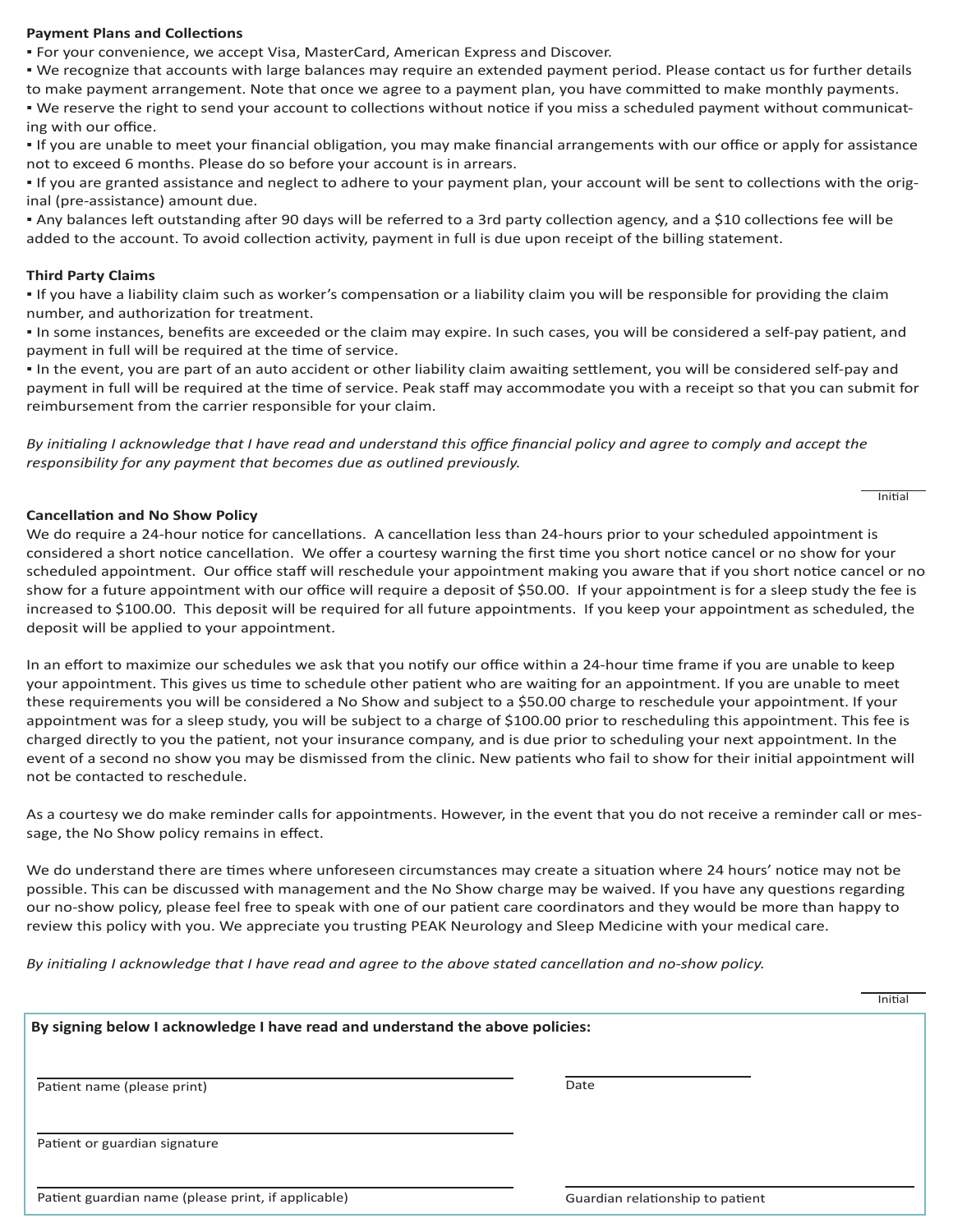**Payment Plans and Collections**

- For your convenience, we accept Visa, MasterCard, American Express and Discover.
- We recognize that accounts with large balances may require an extended payment period. Please contact us for further details to make payment arrangement. Note that once we agree to a payment plan, you have committed to make monthly payments.
- We reserve the right to send your account to collections without notice if you miss a scheduled payment without communicating with our office.
- If you are unable to meet your financial obligation, you may make financial arrangements with our office or apply for assistance not to exceed 6 months. Please do so before your account is in arrears.
- If you are granted assistance and neglect to adhere to your payment plan, your account will be sent to collections with the original (pre-assistance) amount due.
- Any balances left outstanding after 90 days will be referred to a 3rd party collection agency, and a $10 collections fee will be added to the account. To avoid collection activity, payment in full is due upon receipt of the billing statement.

**Third Party Claims**

- If you have a liability claim such as worker's compensation or a liability claim you will be responsible for providing the claim number, and authorization for treatment.
- In some instances, benefits are exceeded or the claim may expire. In such cases, you will be considered a self-pay patient, and payment in full will be required at the time of service.
- In the event, you are part of an auto accident or other liability claim awaiting settlement, you will be considered self-pay and payment in full will be required at the time of service. Peak staff may accommodate you with a receipt so that you can submit for reimbursement from the carrier responsible for your claim.

*By initialing I acknowledge that I have read and understand this office financial policy and agree to comply and accept the responsibility for any payment that becomes due as outlined previously.*

\_\_\_\_\_\_\_\_\_\_ Initial

**Cancellation and No Show Policy**

We do require a 24-hour notice for cancellations. A cancellation less than 24-hours prior to your scheduled appointment is considered a short notice cancellation. We offer a courtesy warning the first time you short notice cancel or no show for your scheduled appointment. Our office staff will reschedule your appointment making you aware that if you short notice cancel or no show for a future appointment with our office will require a deposit of $50.00. If your appointment is for a sleep study the fee is increased to $100.00. This deposit will be required for all future appointments. If you keep your appointment as scheduled, the deposit will be applied to your appointment.

In an effort to maximize our schedules we ask that you notify our office within a 24-hour time frame if you are unable to keep your appointment. This gives us time to schedule other patient who are waiting for an appointment. If you are unable to meet these requirements you will be considered a No Show and subject to a $50.00 charge to reschedule your appointment. If your appointment was for a sleep study, you will be subject to a charge of $100.00 prior to rescheduling this appointment. This fee is charged directly to you the patient, not your insurance company, and is due prior to scheduling your next appointment. In the event of a second no show you may be dismissed from the clinic. New patients who fail to show for their initial appointment will not be contacted to reschedule.

As a courtesy we do make reminder calls for appointments. However, in the event that you do not receive a reminder call or message, the No Show policy remains in effect.

We do understand there are times where unforeseen circumstances may create a situation where 24 hours' notice may not be possible. This can be discussed with management and the No Show charge may be waived. If you have any questions regarding our no-show policy, please feel free to speak with one of our patient care coordinators and they would be more than happy to review this policy with you. We appreciate you trusting PEAK Neurology and Sleep Medicine with your medical care.

*By initialing I acknowledge that I have read and agree to the above stated cancellation and no-show policy.*

\_\_\_\_\_\_\_\_\_\_ Initial

**By signing below I acknowledge I have read and understand the above policies:**

\_\_\_\_\_\_\_\_\_\_\_\_\_\_\_\_\_\_\_\_\_\_\_\_\_\_\_\_\_\_
Patient name (please print)

\_\_\_\_\_\_\_\_\_\_\_\_\_\_\_\_
Date

\_\_\_\_\_\_\_\_\_\_\_\_\_\_\_\_\_\_\_\_\_\_\_\_\_\_\_\_\_\_
Patient or guardian signature

\_\_\_\_\_\_\_\_\_\_\_\_\_\_\_\_\_\_\_\_\_\_\_\_\_\_\_\_\_\_
Patient guardian name (please print, if applicable)

\_\_\_\_\_\_\_\_\_\_\_\_\_\_\_\_\_\_\_\_\_\_\_\_
Guardian relationship to patient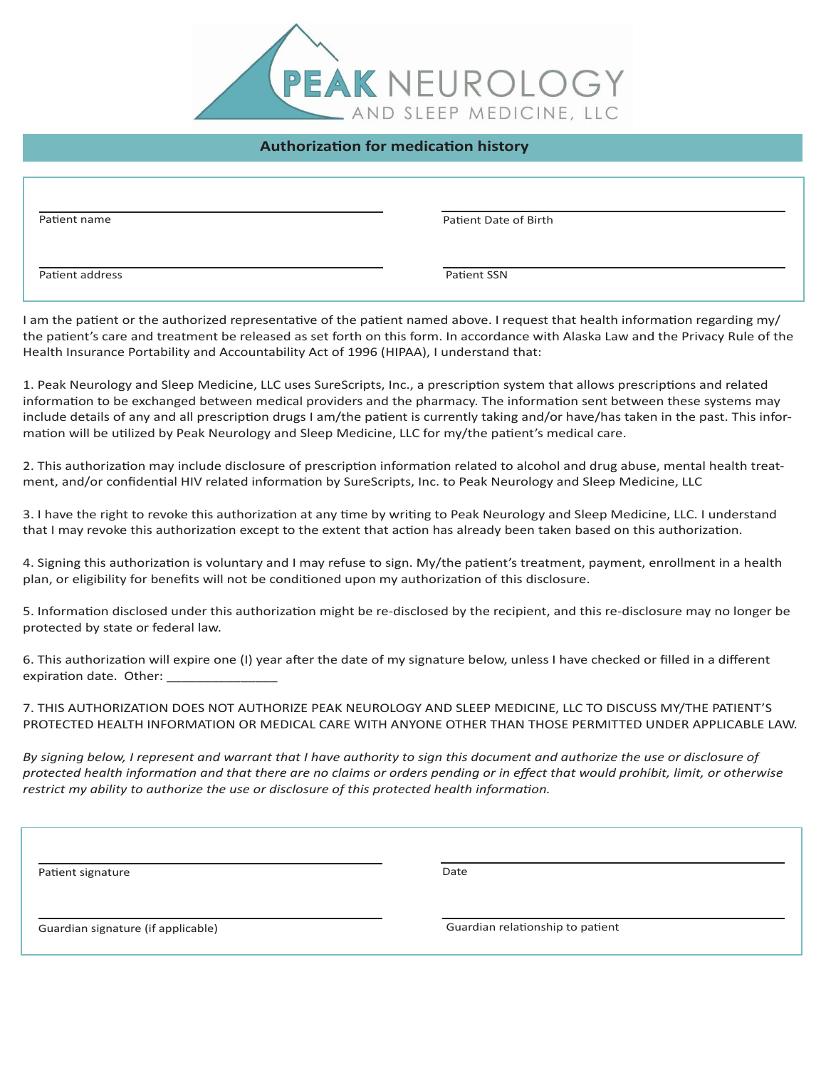**PEAK NEUROLOGY**
AND SLEEP MEDICINE, LLC

## Authorization for medication history

| | |
|---|---|
| Patient name | Patient Date of Birth |
| Patient address | Patient SSN |

I am the patient or the authorized representative of the patient named above. I request that health information regarding my/ the patient's care and treatment be released as set forth on this form. In accordance with Alaska Law and the Privacy Rule of the Health Insurance Portability and Accountability Act of 1996 (HIPAA), I understand that:

1. Peak Neurology and Sleep Medicine, LLC uses SureScripts, Inc., a prescription system that allows prescriptions and related information to be exchanged between medical providers and the pharmacy. The information sent between these systems may include details of any and all prescription drugs I am/the patient is currently taking and/or have/has taken in the past. This information will be utilized by Peak Neurology and Sleep Medicine, LLC for my/the patient's medical care.

2. This authorization may include disclosure of prescription information related to alcohol and drug abuse, mental health treatment, and/or confidential HIV related information by SureScripts, Inc. to Peak Neurology and Sleep Medicine, LLC

3. I have the right to revoke this authorization at any time by writing to Peak Neurology and Sleep Medicine, LLC. I understand that I may revoke this authorization except to the extent that action has already been taken based on this authorization.

4. Signing this authorization is voluntary and I may refuse to sign. My/the patient's treatment, payment, enrollment in a health plan, or eligibility for benefits will not be conditioned upon my authorization of this disclosure.

5. Information disclosed under this authorization might be re-disclosed by the recipient, and this re-disclosure may no longer be protected by state or federal law.

6. This authorization will expire one (I) year after the date of my signature below, unless I have checked or filled in a different expiration date. Other: _______________

7. THIS AUTHORIZATION DOES NOT AUTHORIZE PEAK NEUROLOGY AND SLEEP MEDICINE, LLC TO DISCUSS MY/THE PATIENT'S PROTECTED HEALTH INFORMATION OR MEDICAL CARE WITH ANYONE OTHER THAN THOSE PERMITTED UNDER APPLICABLE LAW.

*By signing below, I represent and warrant that I have authority to sign this document and authorize the use or disclosure of protected health information and that there are no claims or orders pending or in effect that would prohibit, limit, or otherwise restrict my ability to authorize the use or disclosure of this protected health information.*

| | |
|---|---|
| Patient signature | Date |
| Guardian signature (if applicable) | Guardian relationship to patient |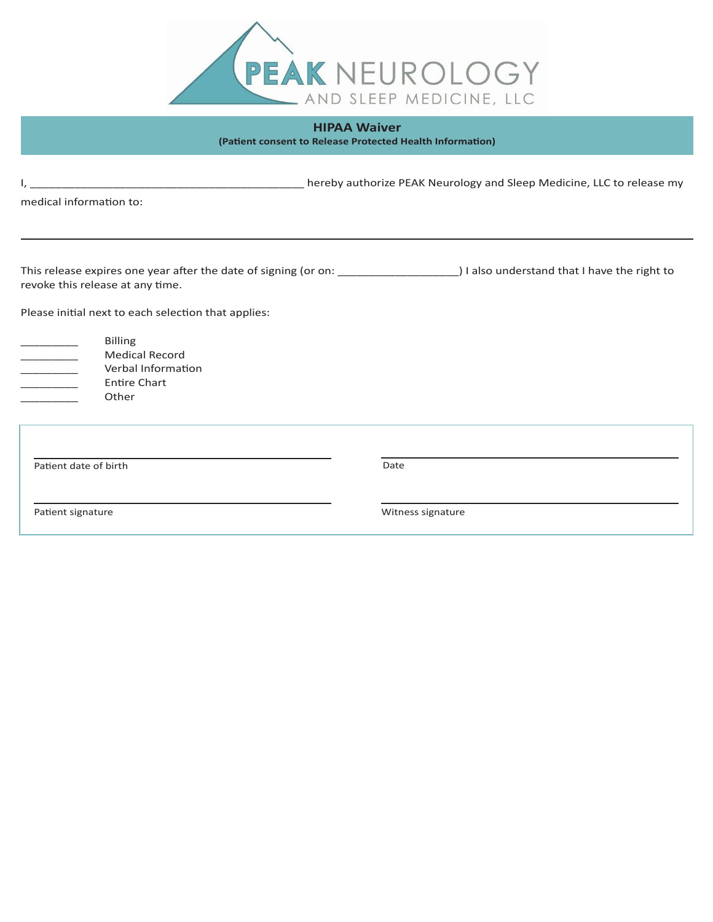PEAK NEUROLOGY AND SLEEP MEDICINE, LLC

## HIPAA Waiver

**(Patient consent to Release Protected Health Information)**

I, ____________________________________________ hereby authorize PEAK Neurology and Sleep Medicine, LLC to release my medical information to:

_____________________________________________________________________________________________

This release expires one year after the date of signing (or on: ___________________) I also understand that I have the right to revoke this release at any time.

Please initial next to each selection that applies:

_________ Billing
_________ Medical Record
_________ Verbal Information
_________ Entire Chart
_________ Other

______________________________ 
Patient date of birth

______________________________ 
Date

______________________________ 
Patient signature

______________________________ 
Witness signature